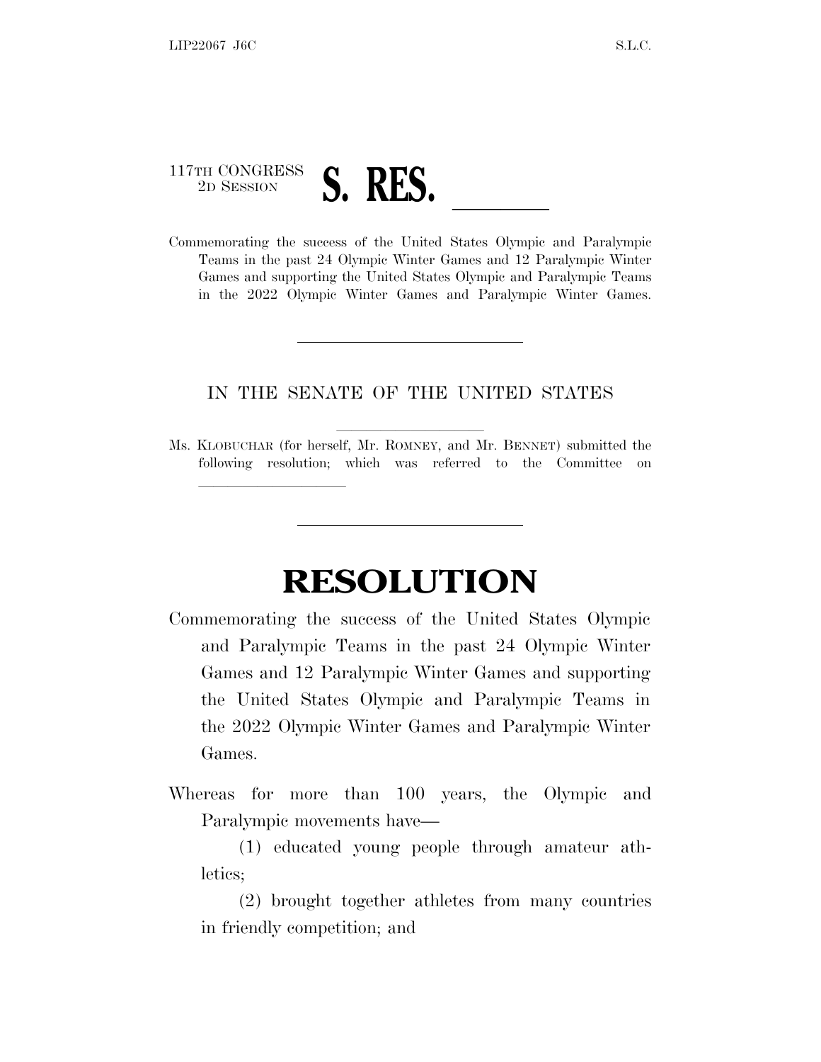117TH CONGRESS
2D SESSION

# S. RES. ______

Commemorating the success of the United States Olympic and Paralympic Teams in the past 24 Olympic Winter Games and 12 Paralympic Winter Games and supporting the United States Olympic and Paralympic Teams in the 2022 Olympic Winter Games and Paralympic Winter Games.

---

IN THE SENATE OF THE UNITED STATES

Ms. KLOBUCHAR (for herself, Mr. ROMNEY, and Mr. BENNET) submitted the following resolution; which was referred to the Committee on ______________

---

# RESOLUTION

Commemorating the success of the United States Olympic and Paralympic Teams in the past 24 Olympic Winter Games and 12 Paralympic Winter Games and supporting the United States Olympic and Paralympic Teams in the 2022 Olympic Winter Games and Paralympic Winter Games.

Whereas for more than 100 years, the Olympic and Paralympic movements have—

(1) educated young people through amateur athletics;

(2) brought together athletes from many countries in friendly competition; and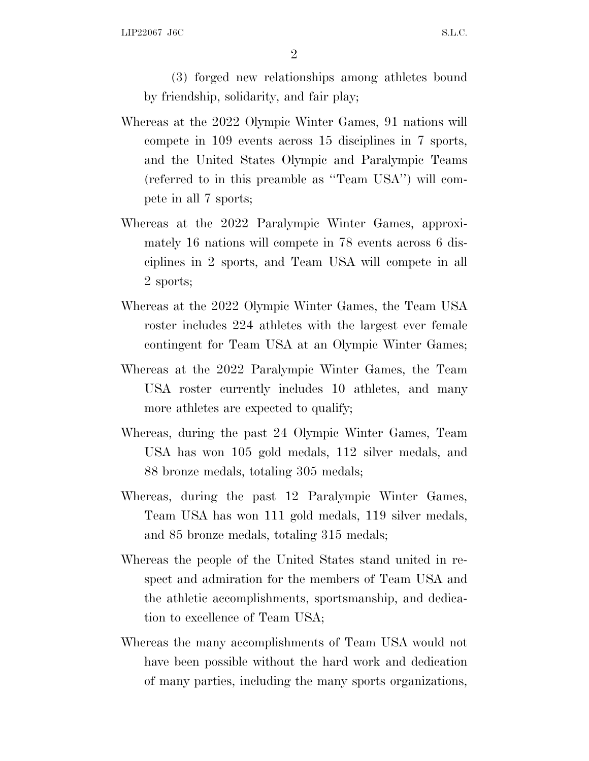(3) forged new relationships among athletes bound by friendship, solidarity, and fair play;

Whereas at the 2022 Olympic Winter Games, 91 nations will compete in 109 events across 15 disciplines in 7 sports, and the United States Olympic and Paralympic Teams (referred to in this preamble as "Team USA") will compete in all 7 sports;

Whereas at the 2022 Paralympic Winter Games, approximately 16 nations will compete in 78 events across 6 disciplines in 2 sports, and Team USA will compete in all 2 sports;

Whereas at the 2022 Olympic Winter Games, the Team USA roster includes 224 athletes with the largest ever female contingent for Team USA at an Olympic Winter Games;

Whereas at the 2022 Paralympic Winter Games, the Team USA roster currently includes 10 athletes, and many more athletes are expected to qualify;

Whereas, during the past 24 Olympic Winter Games, Team USA has won 105 gold medals, 112 silver medals, and 88 bronze medals, totaling 305 medals;

Whereas, during the past 12 Paralympic Winter Games, Team USA has won 111 gold medals, 119 silver medals, and 85 bronze medals, totaling 315 medals;

Whereas the people of the United States stand united in respect and admiration for the members of Team USA and the athletic accomplishments, sportsmanship, and dedication to excellence of Team USA;

Whereas the many accomplishments of Team USA would not have been possible without the hard work and dedication of many parties, including the many sports organizations,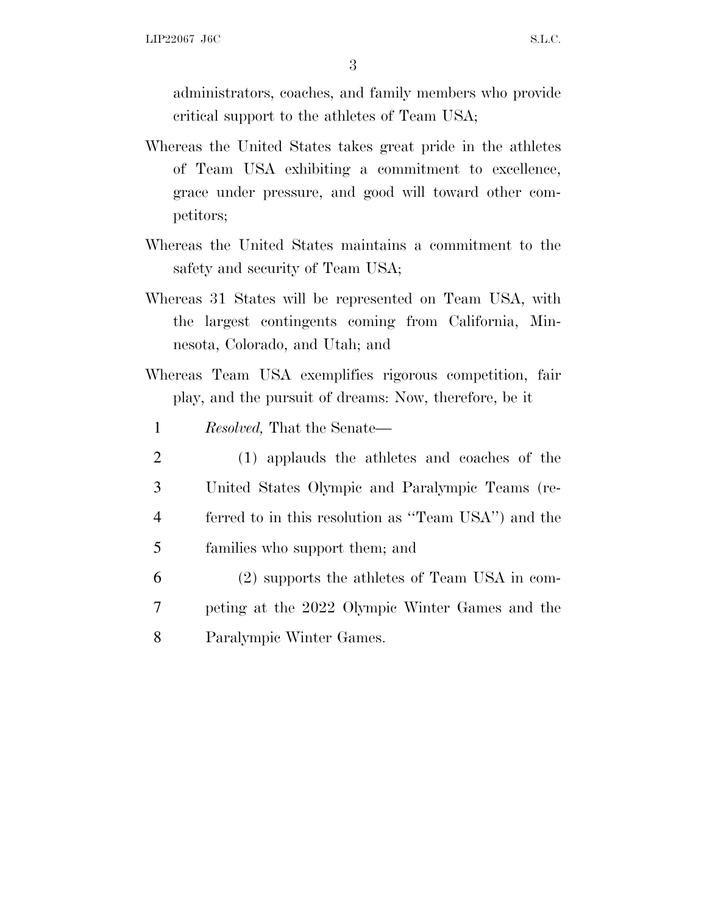administrators, coaches, and family members who provide critical support to the athletes of Team USA;

Whereas the United States takes great pride in the athletes of Team USA exhibiting a commitment to excellence, grace under pressure, and good will toward other competitors;

Whereas the United States maintains a commitment to the safety and security of Team USA;

Whereas 31 States will be represented on Team USA, with the largest contingents coming from California, Minnesota, Colorado, and Utah; and

Whereas Team USA exemplifies rigorous competition, fair play, and the pursuit of dreams: Now, therefore, be it

1 *Resolved,* That the Senate—

2 (1) applauds the athletes and coaches of the
3 United States Olympic and Paralympic Teams (re-
4 ferred to in this resolution as ''Team USA'') and the
5 families who support them; and

6 (2) supports the athletes of Team USA in com-
7 peting at the 2022 Olympic Winter Games and the
8 Paralympic Winter Games.